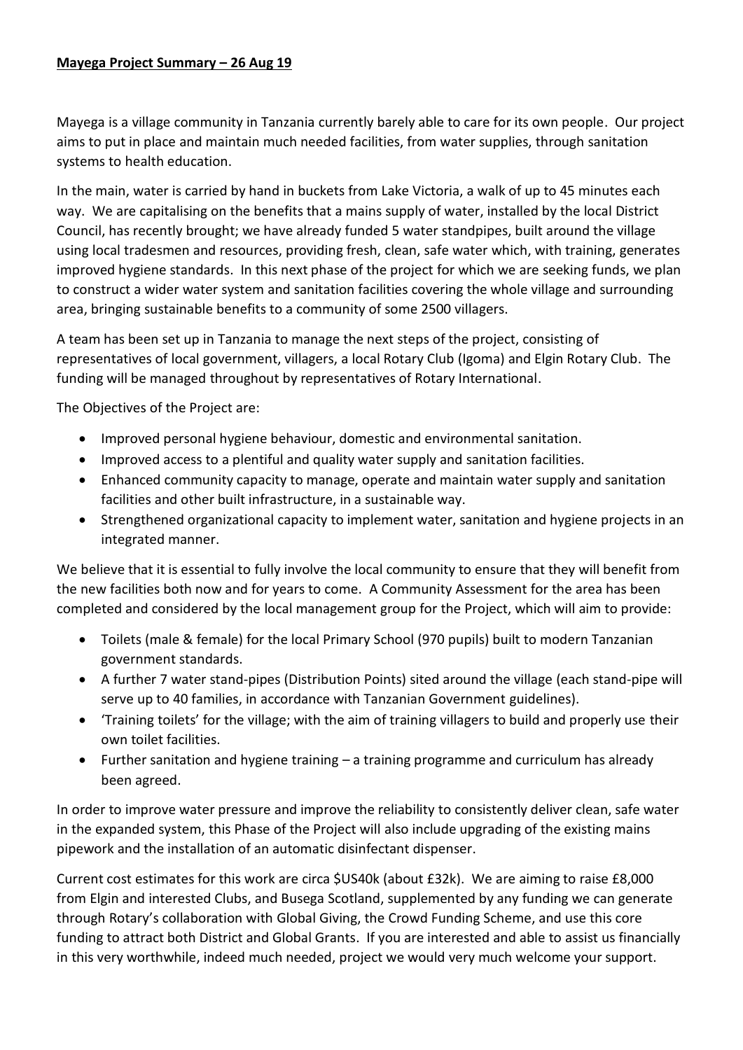**Mayega Project Summary – 26 Aug 19**

Mayega is a village community in Tanzania currently barely able to care for its own people. Our project aims to put in place and maintain much needed facilities, from water supplies, through sanitation systems to health education.

In the main, water is carried by hand in buckets from Lake Victoria, a walk of up to 45 minutes each way. We are capitalising on the benefits that a mains supply of water, installed by the local District Council, has recently brought; we have already funded 5 water standpipes, built around the village using local tradesmen and resources, providing fresh, clean, safe water which, with training, generates improved hygiene standards. In this next phase of the project for which we are seeking funds, we plan to construct a wider water system and sanitation facilities covering the whole village and surrounding area, bringing sustainable benefits to a community of some 2500 villagers.

A team has been set up in Tanzania to manage the next steps of the project, consisting of representatives of local government, villagers, a local Rotary Club (Igoma) and Elgin Rotary Club. The funding will be managed throughout by representatives of Rotary International.

The Objectives of the Project are:

- Improved personal hygiene behaviour, domestic and environmental sanitation.
- Improved access to a plentiful and quality water supply and sanitation facilities.
- Enhanced community capacity to manage, operate and maintain water supply and sanitation facilities and other built infrastructure, in a sustainable way.
- Strengthened organizational capacity to implement water, sanitation and hygiene projects in an integrated manner.

We believe that it is essential to fully involve the local community to ensure that they will benefit from the new facilities both now and for years to come. A Community Assessment for the area has been completed and considered by the local management group for the Project, which will aim to provide:

- Toilets (male & female) for the local Primary School (970 pupils) built to modern Tanzanian government standards.
- A further 7 water stand-pipes (Distribution Points) sited around the village (each stand-pipe will serve up to 40 families, in accordance with Tanzanian Government guidelines).
- 'Training toilets' for the village; with the aim of training villagers to build and properly use their own toilet facilities.
- Further sanitation and hygiene training – a training programme and curriculum has already been agreed.

In order to improve water pressure and improve the reliability to consistently deliver clean, safe water in the expanded system, this Phase of the Project will also include upgrading of the existing mains pipework and the installation of an automatic disinfectant dispenser.

Current cost estimates for this work are circa $US40k (about £32k). We are aiming to raise £8,000 from Elgin and interested Clubs, and Busega Scotland, supplemented by any funding we can generate through Rotary's collaboration with Global Giving, the Crowd Funding Scheme, and use this core funding to attract both District and Global Grants. If you are interested and able to assist us financially in this very worthwhile, indeed much needed, project we would very much welcome your support.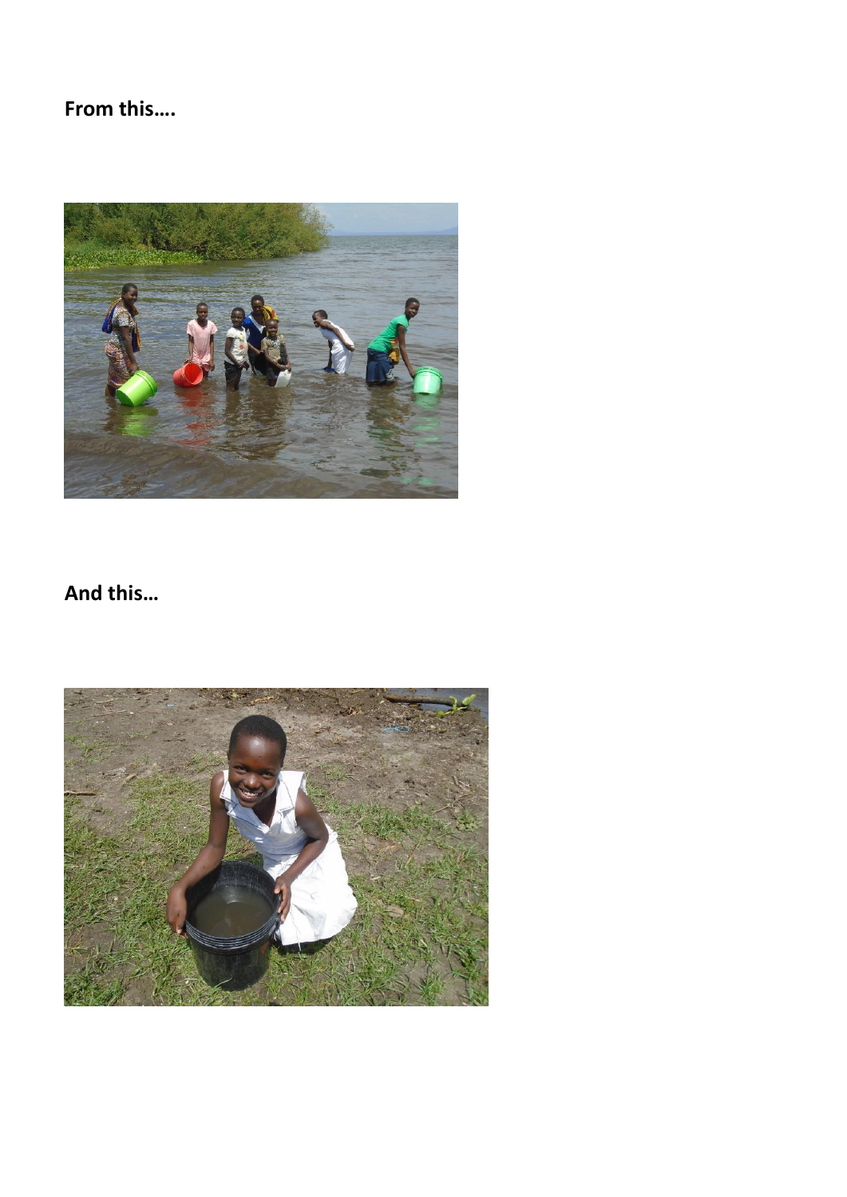**From this….**

**And this…**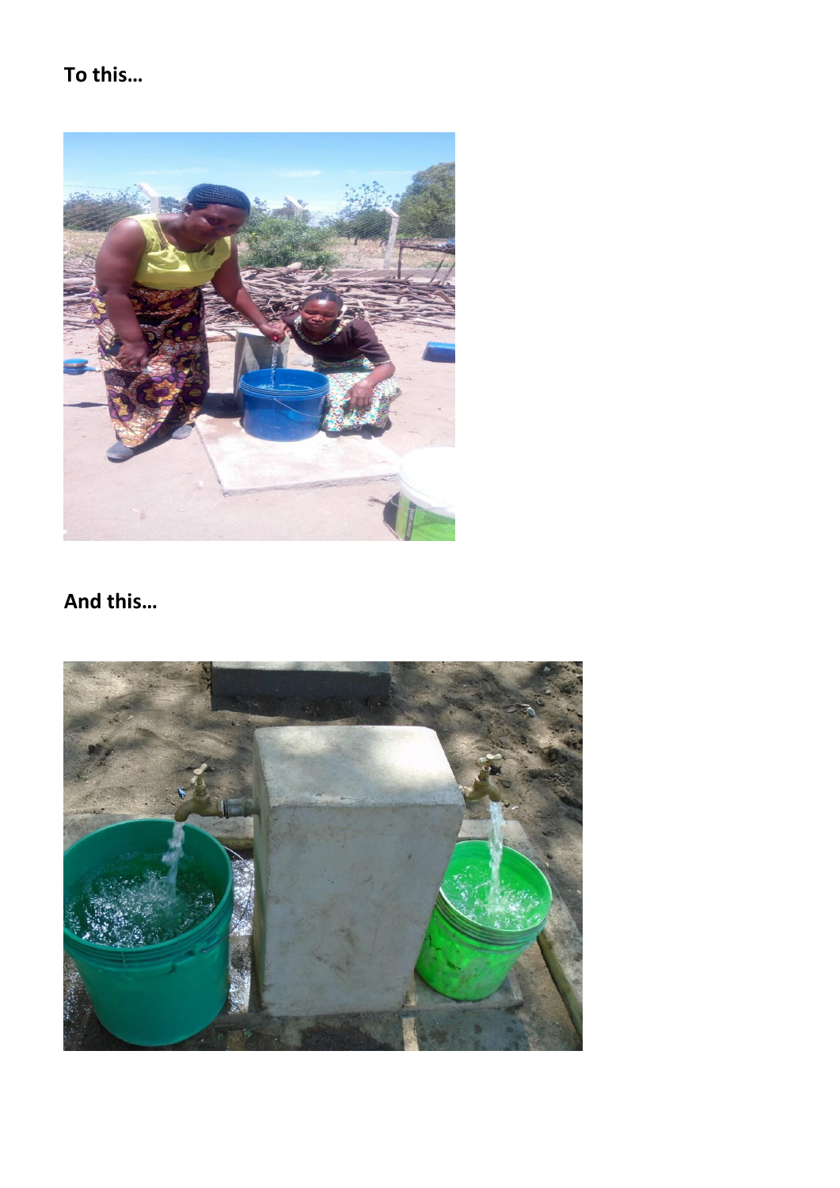**To this…**

**And this…**